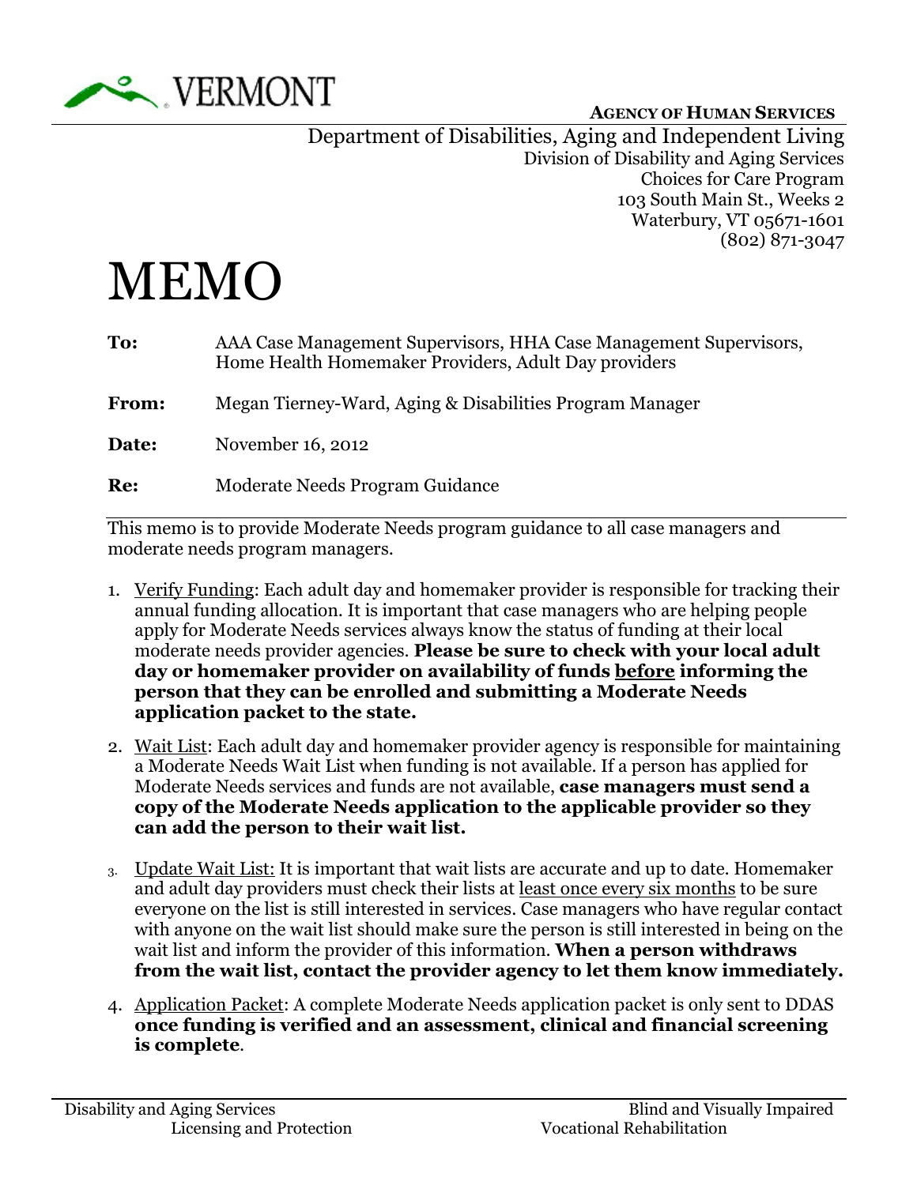VERMONT

**AGENCY OF HUMAN SERVICES**

Department of Disabilities, Aging and Independent Living
Division of Disability and Aging Services
Choices for Care Program
103 South Main St., Weeks 2
Waterbury, VT 05671-1601
(802) 871-3047

# MEMO

**To:** AAA Case Management Supervisors, HHA Case Management Supervisors, Home Health Homemaker Providers, Adult Day providers

**From:** Megan Tierney-Ward, Aging & Disabilities Program Manager

**Date:** November 16, 2012

**Re:** Moderate Needs Program Guidance

---

This memo is to provide Moderate Needs program guidance to all case managers and moderate needs program managers.

1. <u>Verify Funding</u>: Each adult day and homemaker provider is responsible for tracking their annual funding allocation. It is important that case managers who are helping people apply for Moderate Needs services always know the status of funding at their local moderate needs provider agencies. **Please be sure to check with your local adult day or homemaker provider on availability of funds <u>before</u> informing the person that they can be enrolled and submitting a Moderate Needs application packet to the state.**

2. <u>Wait List</u>: Each adult day and homemaker provider agency is responsible for maintaining a Moderate Needs Wait List when funding is not available. If a person has applied for Moderate Needs services and funds are not available, **case managers must send a copy of the Moderate Needs application to the applicable provider so they can add the person to their wait list.**

3. <u>Update Wait List:</u> It is important that wait lists are accurate and up to date. Homemaker and adult day providers must check their lists at <u>least once every six months</u> to be sure everyone on the list is still interested in services. Case managers who have regular contact with anyone on the wait list should make sure the person is still interested in being on the wait list and inform the provider of this information. **When a person withdraws from the wait list, contact the provider agency to let them know immediately.**

4. <u>Application Packet</u>: A complete Moderate Needs application packet is only sent to DDAS **once funding is verified and an assessment, clinical and financial screening is complete**.

---

Disability and Aging Services | Blind and Visually Impaired | Licensing and Protection | Vocational Rehabilitation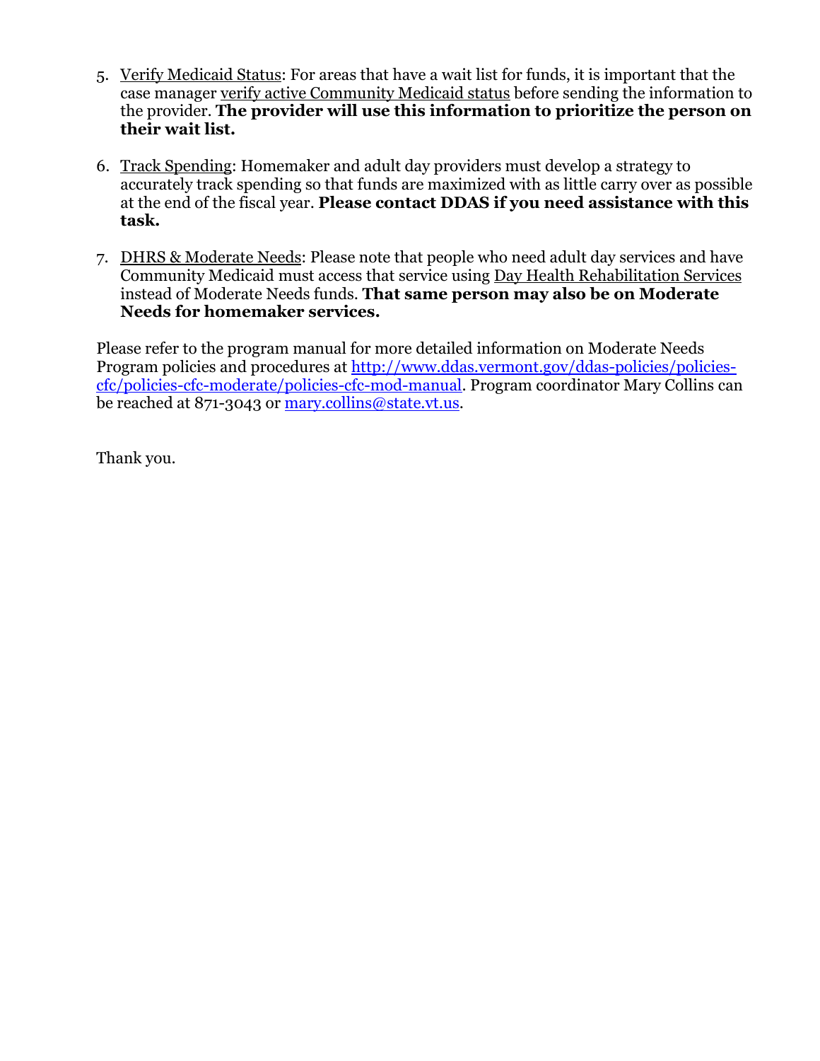5. Verify Medicaid Status: For areas that have a wait list for funds, it is important that the case manager verify active Community Medicaid status before sending the information to the provider. **The provider will use this information to prioritize the person on their wait list.**

6. Track Spending: Homemaker and adult day providers must develop a strategy to accurately track spending so that funds are maximized with as little carry over as possible at the end of the fiscal year. **Please contact DDAS if you need assistance with this task.**

7. DHRS & Moderate Needs: Please note that people who need adult day services and have Community Medicaid must access that service using Day Health Rehabilitation Services instead of Moderate Needs funds. **That same person may also be on Moderate Needs for homemaker services.**

Please refer to the program manual for more detailed information on Moderate Needs Program policies and procedures at [http://www.ddas.vermont.gov/ddas-policies/policies-cfc/policies-cfc-moderate/policies-cfc-mod-manual](http://www.ddas.vermont.gov/ddas-policies/policies-cfc/policies-cfc-moderate/policies-cfc-mod-manual). Program coordinator Mary Collins can be reached at 871-3043 or [mary.collins@state.vt.us](mailto:mary.collins@state.vt.us).

Thank you.